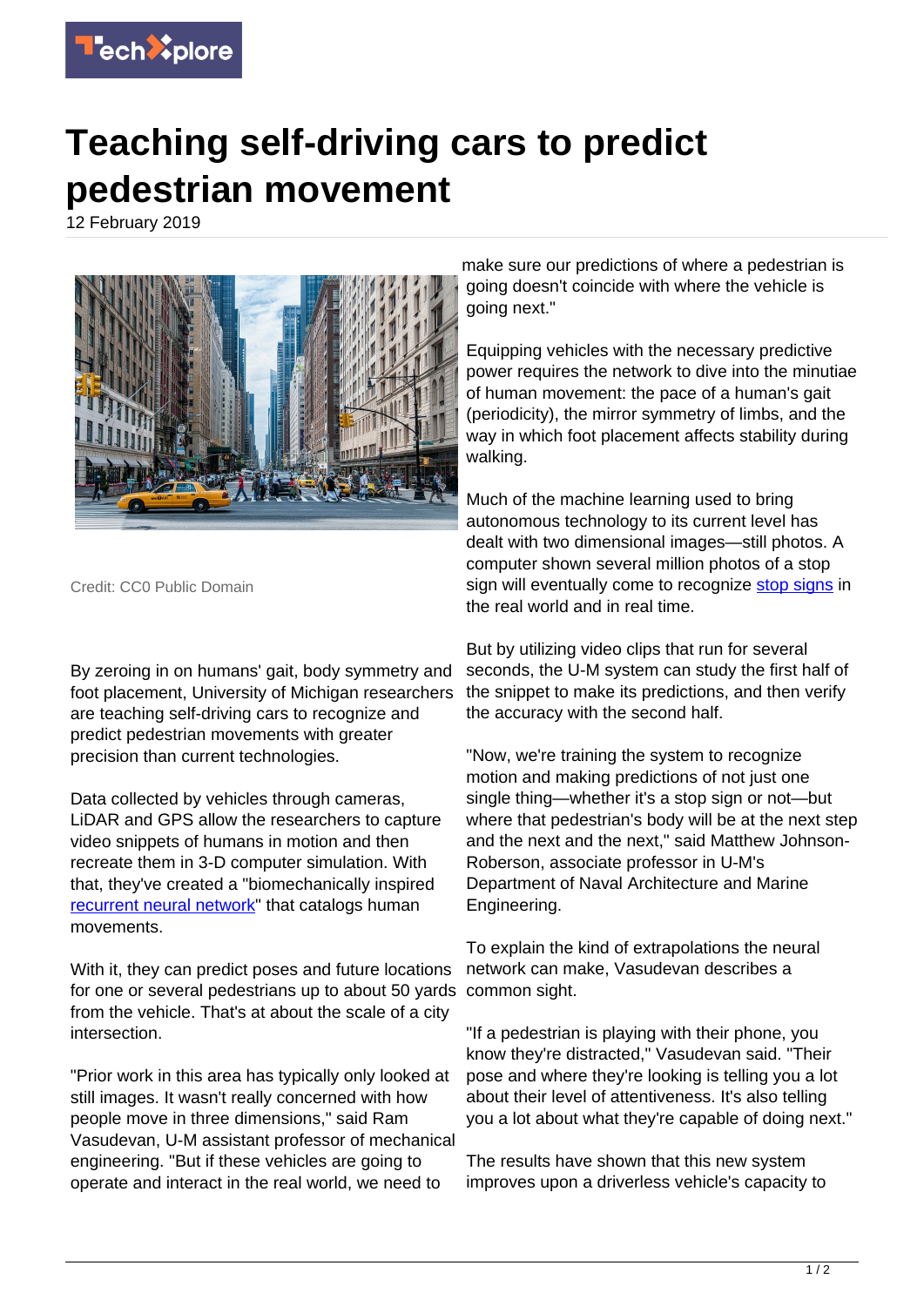# Teaching self-driving cars to predict pedestrian movement

12 February 2019

Credit: CC0 Public Domain

By zeroing in on humans' gait, body symmetry and foot placement, University of Michigan researchers are teaching self-driving cars to recognize and predict pedestrian movements with greater precision than current technologies.

Data collected by vehicles through cameras, LiDAR and GPS allow the researchers to capture video snippets of humans in motion and then recreate them in 3-D computer simulation. With that, they've created a "biomechanically inspired recurrent neural network" that catalogs human movements.

With it, they can predict poses and future locations for one or several pedestrians up to about 50 yards from the vehicle. That's at about the scale of a city intersection.

"Prior work in this area has typically only looked at still images. It wasn't really concerned with how people move in three dimensions," said Ram Vasudevan, U-M assistant professor of mechanical engineering. "But if these vehicles are going to operate and interact in the real world, we need to make sure our predictions of where a pedestrian is going doesn't coincide with where the vehicle is going next."

Equipping vehicles with the necessary predictive power requires the network to dive into the minutiae of human movement: the pace of a human's gait (periodicity), the mirror symmetry of limbs, and the way in which foot placement affects stability during walking.

Much of the machine learning used to bring autonomous technology to its current level has dealt with two dimensional images—still photos. A computer shown several million photos of a stop sign will eventually come to recognize stop signs in the real world and in real time.

But by utilizing video clips that run for several seconds, the U-M system can study the first half of the snippet to make its predictions, and then verify the accuracy with the second half.

"Now, we're training the system to recognize motion and making predictions of not just one single thing—whether it's a stop sign or not—but where that pedestrian's body will be at the next step and the next and the next," said Matthew Johnson-Roberson, associate professor in U-M's Department of Naval Architecture and Marine Engineering.

To explain the kind of extrapolations the neural network can make, Vasudevan describes a common sight.

"If a pedestrian is playing with their phone, you know they're distracted," Vasudevan said. "Their pose and where they're looking is telling you a lot about their level of attentiveness. It's also telling you a lot about what they're capable of doing next."

The results have shown that this new system improves upon a driverless vehicle's capacity to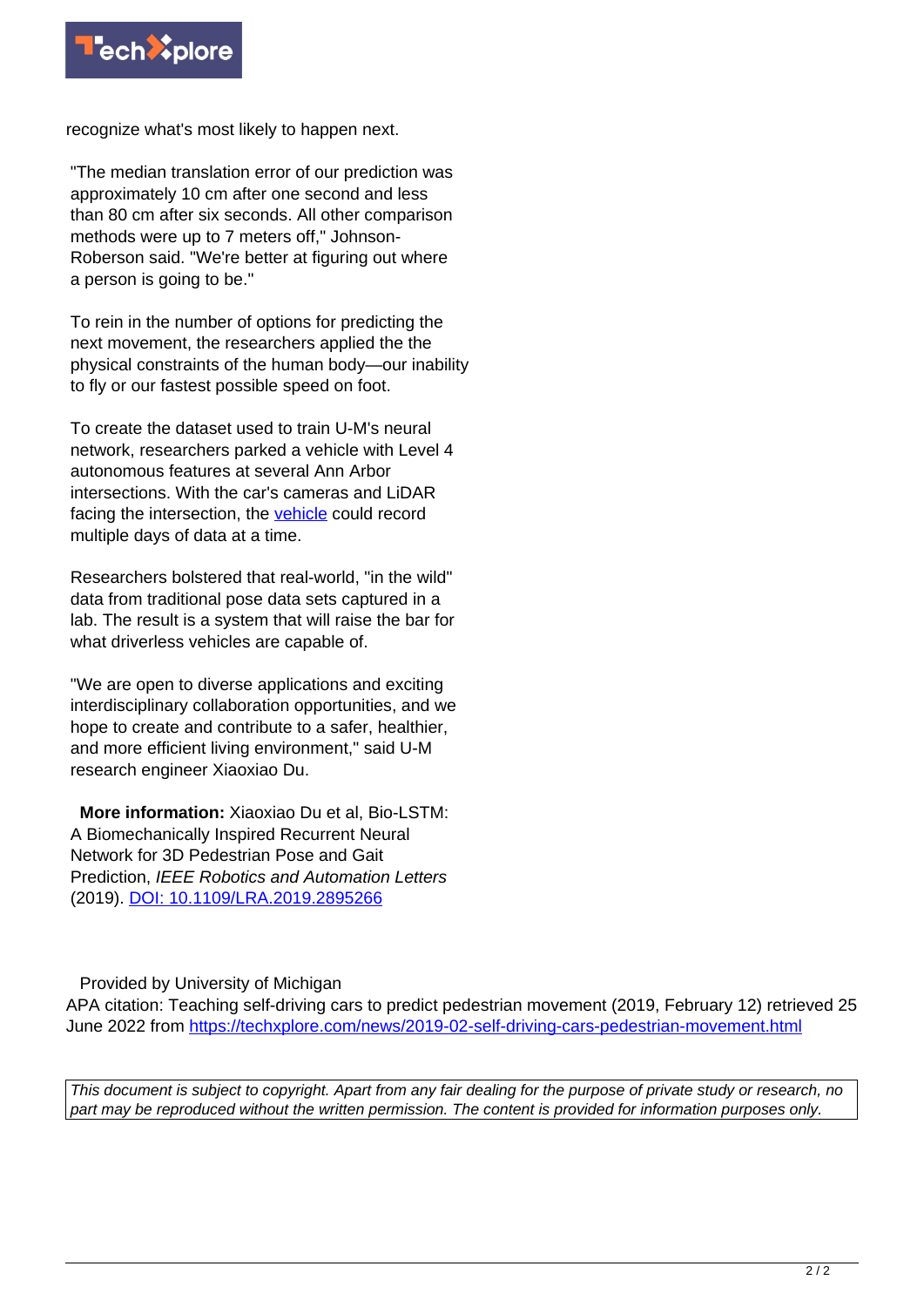recognize what's most likely to happen next.

"The median translation error of our prediction was approximately 10 cm after one second and less than 80 cm after six seconds. All other comparison methods were up to 7 meters off," Johnson-Roberson said. "We're better at figuring out where a person is going to be."

To rein in the number of options for predicting the next movement, the researchers applied the the physical constraints of the human body—our inability to fly or our fastest possible speed on foot.

To create the dataset used to train U-M's neural network, researchers parked a vehicle with Level 4 autonomous features at several Ann Arbor intersections. With the car's cameras and LiDAR facing the intersection, the vehicle could record multiple days of data at a time.

Researchers bolstered that real-world, "in the wild" data from traditional pose data sets captured in a lab. The result is a system that will raise the bar for what driverless vehicles are capable of.

"We are open to diverse applications and exciting interdisciplinary collaboration opportunities, and we hope to create and contribute to a safer, healthier, and more efficient living environment," said U-M research engineer Xiaoxiao Du.

**More information:** Xiaoxiao Du et al, Bio-LSTM: A Biomechanically Inspired Recurrent Neural Network for 3D Pedestrian Pose and Gait Prediction, *IEEE Robotics and Automation Letters* (2019). DOI: 10.1109/LRA.2019.2895266

Provided by University of Michigan

APA citation: Teaching self-driving cars to predict pedestrian movement (2019, February 12) retrieved 25 June 2022 from https://techxplore.com/news/2019-02-self-driving-cars-pedestrian-movement.html

*This document is subject to copyright. Apart from any fair dealing for the purpose of private study or research, no part may be reproduced without the written permission. The content is provided for information purposes only.*